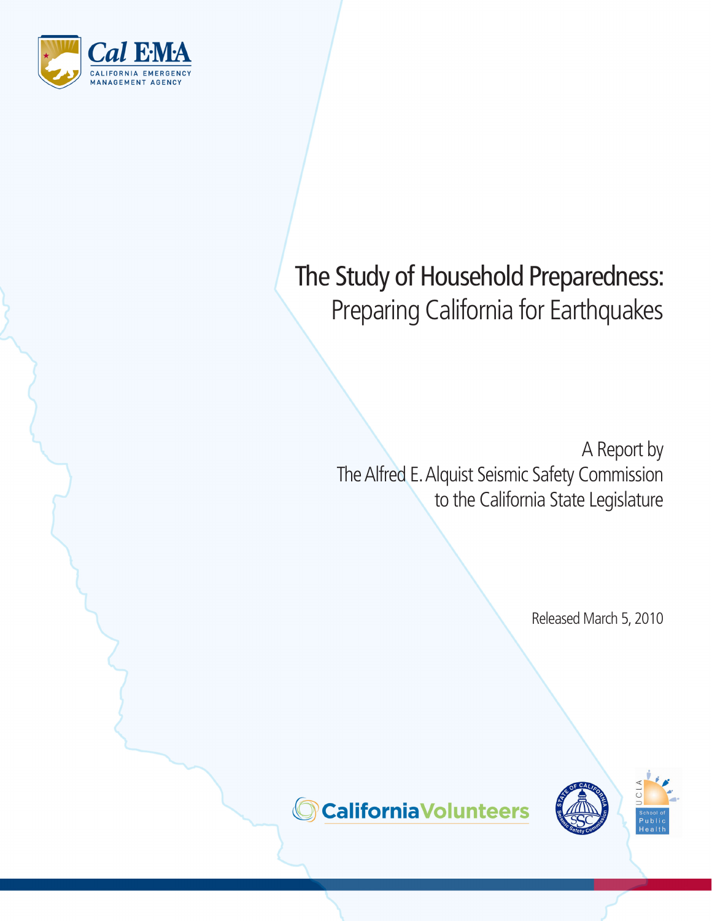Cal EMA
CALIFORNIA EMERGENCY MANAGEMENT AGENCY

# The Study of Household Preparedness: Preparing California for Earthquakes

A Report by
The Alfred E. Alquist Seismic Safety Commission
to the California State Legislature

Released March 5, 2010

California Volunteers

State of California Seismic Safety Commission

UCLA School of Public Health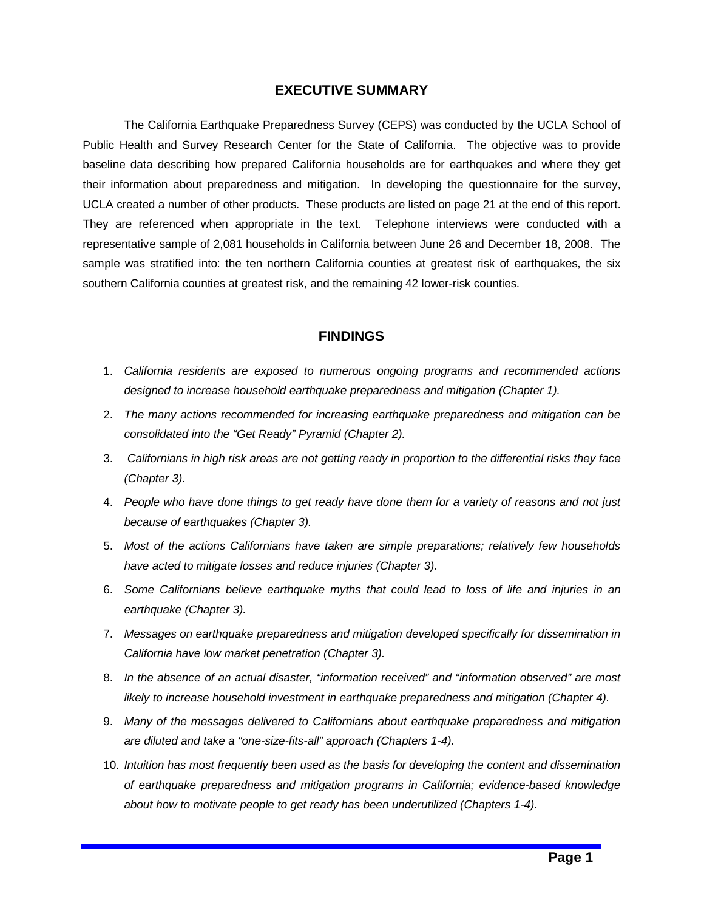# EXECUTIVE SUMMARY

The California Earthquake Preparedness Survey (CEPS) was conducted by the UCLA School of Public Health and Survey Research Center for the State of California. The objective was to provide baseline data describing how prepared California households are for earthquakes and where they get their information about preparedness and mitigation. In developing the questionnaire for the survey, UCLA created a number of other products. These products are listed on page 21 at the end of this report. They are referenced when appropriate in the text. Telephone interviews were conducted with a representative sample of 2,081 households in California between June 26 and December 18, 2008. The sample was stratified into: the ten northern California counties at greatest risk of earthquakes, the six southern California counties at greatest risk, and the remaining 42 lower-risk counties.

## FINDINGS

1. *California residents are exposed to numerous ongoing programs and recommended actions designed to increase household earthquake preparedness and mitigation (Chapter 1).*
2. *The many actions recommended for increasing earthquake preparedness and mitigation can be consolidated into the "Get Ready" Pyramid (Chapter 2).*
3. *Californians in high risk areas are not getting ready in proportion to the differential risks they face (Chapter 3).*
4. *People who have done things to get ready have done them for a variety of reasons and not just because of earthquakes (Chapter 3).*
5. *Most of the actions Californians have taken are simple preparations; relatively few households have acted to mitigate losses and reduce injuries (Chapter 3).*
6. *Some Californians believe earthquake myths that could lead to loss of life and injuries in an earthquake (Chapter 3).*
7. *Messages on earthquake preparedness and mitigation developed specifically for dissemination in California have low market penetration (Chapter 3).*
8. *In the absence of an actual disaster, "information received" and "information observed" are most likely to increase household investment in earthquake preparedness and mitigation (Chapter 4).*
9. *Many of the messages delivered to Californians about earthquake preparedness and mitigation are diluted and take a "one-size-fits-all" approach (Chapters 1-4).*
10. *Intuition has most frequently been used as the basis for developing the content and dissemination of earthquake preparedness and mitigation programs in California; evidence-based knowledge about how to motivate people to get ready has been underutilized (Chapters 1-4).*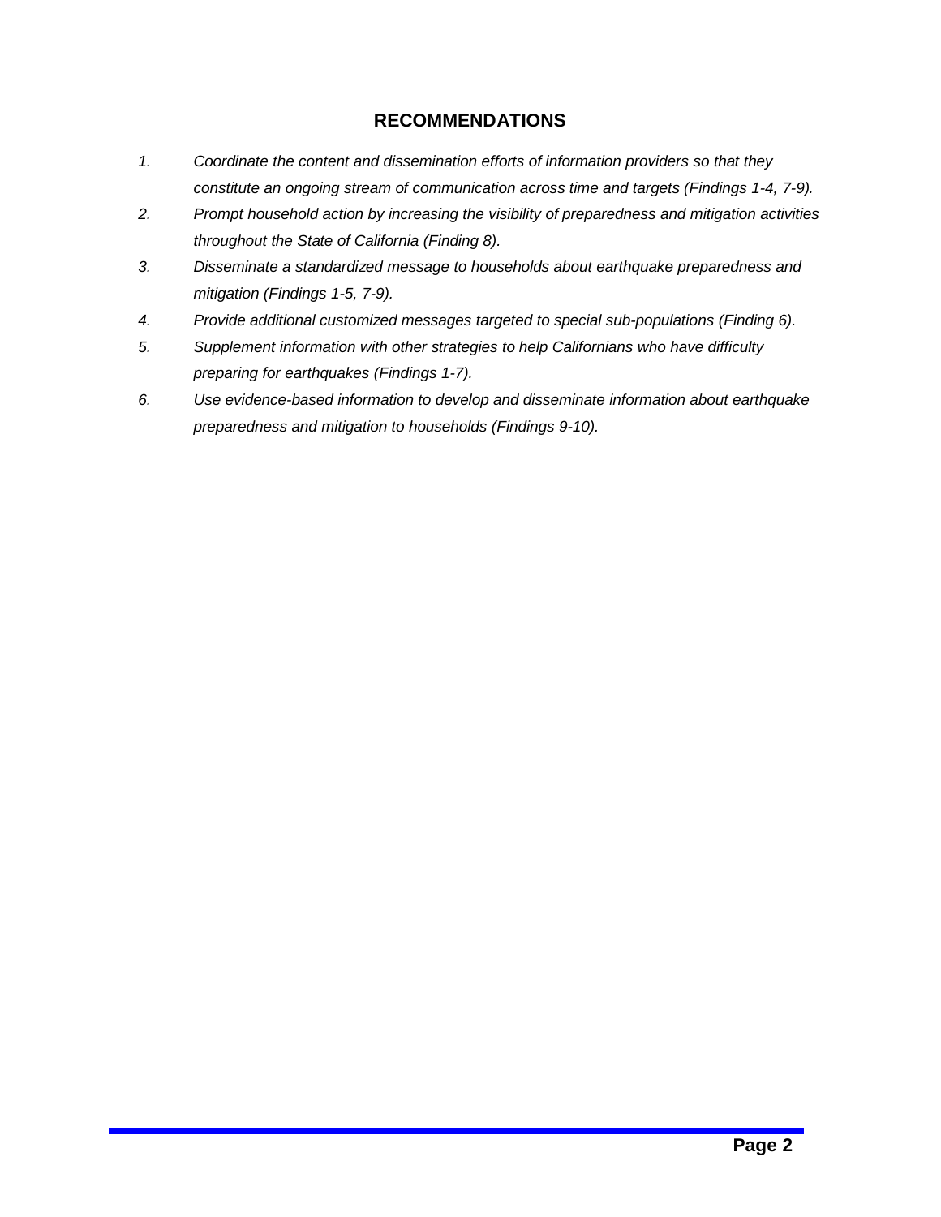## RECOMMENDATIONS

1. *Coordinate the content and dissemination efforts of information providers so that they constitute an ongoing stream of communication across time and targets (Findings 1-4, 7-9).*
2. *Prompt household action by increasing the visibility of preparedness and mitigation activities throughout the State of California (Finding 8).*
3. *Disseminate a standardized message to households about earthquake preparedness and mitigation (Findings 1-5, 7-9).*
4. *Provide additional customized messages targeted to special sub-populations (Finding 6).*
5. *Supplement information with other strategies to help Californians who have difficulty preparing for earthquakes (Findings 1-7).*
6. *Use evidence-based information to develop and disseminate information about earthquake preparedness and mitigation to households (Findings 9-10).*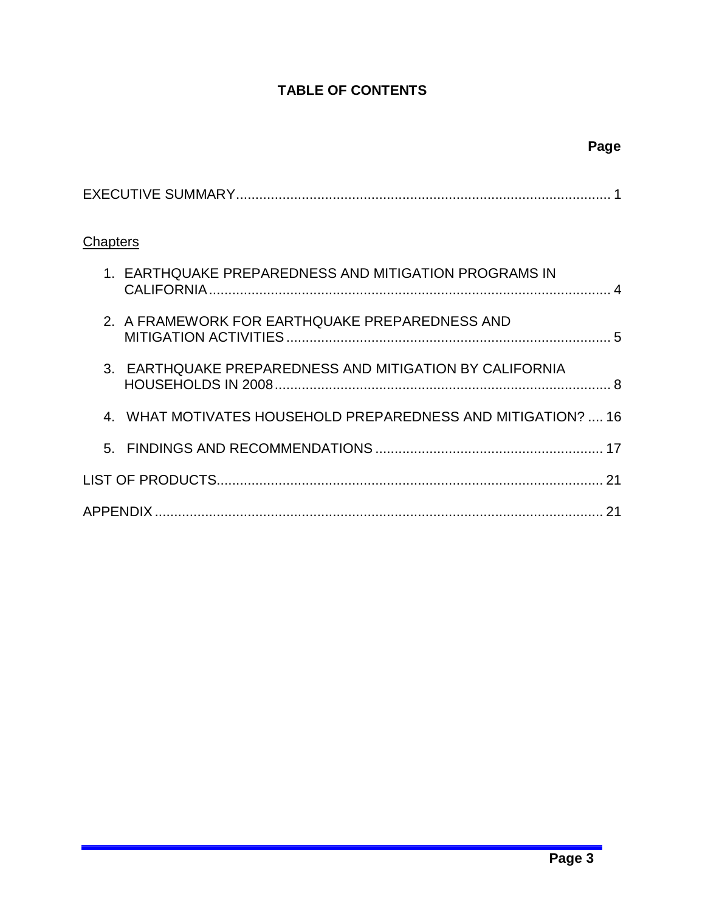# TABLE OF CONTENTS

**Page**

EXECUTIVE SUMMARY ................................................................................................ 1

Chapters

1. EARTHQUAKE PREPAREDNESS AND MITIGATION PROGRAMS IN CALIFORNIA ........................................................................................................ 4
2. A FRAMEWORK FOR EARTHQUAKE PREPAREDNESS AND MITIGATION ACTIVITIES ................................................................................... 5
3. EARTHQUAKE PREPAREDNESS AND MITIGATION BY CALIFORNIA HOUSEHOLDS IN 2008 ....................................................................................... 8
4. WHAT MOTIVATES HOUSEHOLD PREPAREDNESS AND MITIGATION? .... 16
5. FINDINGS AND RECOMMENDATIONS ........................................................... 17

LIST OF PRODUCTS.................................................................................................... 21

APPENDIX ................................................................................................................... 21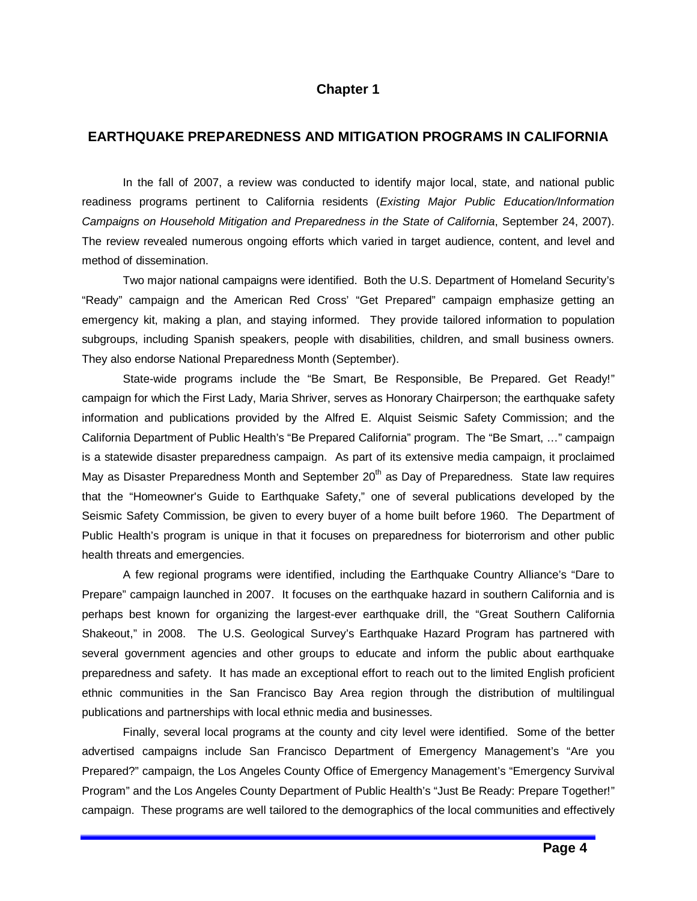# Chapter 1

## EARTHQUAKE PREPAREDNESS AND MITIGATION PROGRAMS IN CALIFORNIA

In the fall of 2007, a review was conducted to identify major local, state, and national public readiness programs pertinent to California residents (*Existing Major Public Education/Information Campaigns on Household Mitigation and Preparedness in the State of California*, September 24, 2007). The review revealed numerous ongoing efforts which varied in target audience, content, and level and method of dissemination.

Two major national campaigns were identified. Both the U.S. Department of Homeland Security's "Ready" campaign and the American Red Cross' "Get Prepared" campaign emphasize getting an emergency kit, making a plan, and staying informed. They provide tailored information to population subgroups, including Spanish speakers, people with disabilities, children, and small business owners. They also endorse National Preparedness Month (September).

State-wide programs include the "Be Smart, Be Responsible, Be Prepared. Get Ready!" campaign for which the First Lady, Maria Shriver, serves as Honorary Chairperson; the earthquake safety information and publications provided by the Alfred E. Alquist Seismic Safety Commission; and the California Department of Public Health's "Be Prepared California" program. The "Be Smart, …" campaign is a statewide disaster preparedness campaign. As part of its extensive media campaign, it proclaimed May as Disaster Preparedness Month and September 20th as Day of Preparedness. State law requires that the "Homeowner's Guide to Earthquake Safety," one of several publications developed by the Seismic Safety Commission, be given to every buyer of a home built before 1960. The Department of Public Health's program is unique in that it focuses on preparedness for bioterrorism and other public health threats and emergencies.

A few regional programs were identified, including the Earthquake Country Alliance's "Dare to Prepare" campaign launched in 2007. It focuses on the earthquake hazard in southern California and is perhaps best known for organizing the largest-ever earthquake drill, the "Great Southern California Shakeout," in 2008. The U.S. Geological Survey's Earthquake Hazard Program has partnered with several government agencies and other groups to educate and inform the public about earthquake preparedness and safety. It has made an exceptional effort to reach out to the limited English proficient ethnic communities in the San Francisco Bay Area region through the distribution of multilingual publications and partnerships with local ethnic media and businesses.

Finally, several local programs at the county and city level were identified. Some of the better advertised campaigns include San Francisco Department of Emergency Management's "Are you Prepared?" campaign, the Los Angeles County Office of Emergency Management's "Emergency Survival Program" and the Los Angeles County Department of Public Health's "Just Be Ready: Prepare Together!" campaign. These programs are well tailored to the demographics of the local communities and effectively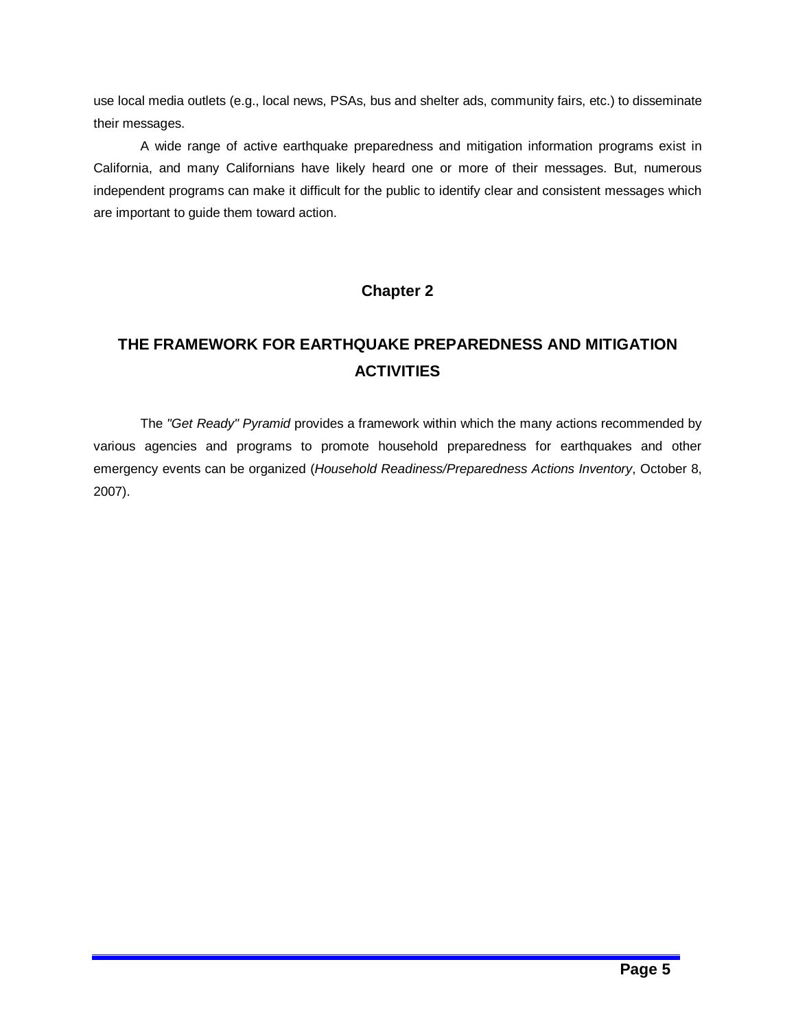use local media outlets (e.g., local news, PSAs, bus and shelter ads, community fairs, etc.) to disseminate their messages.

A wide range of active earthquake preparedness and mitigation information programs exist in California, and many Californians have likely heard one or more of their messages. But, numerous independent programs can make it difficult for the public to identify clear and consistent messages which are important to guide them toward action.

## Chapter 2

# THE FRAMEWORK FOR EARTHQUAKE PREPAREDNESS AND MITIGATION ACTIVITIES

The *"Get Ready" Pyramid* provides a framework within which the many actions recommended by various agencies and programs to promote household preparedness for earthquakes and other emergency events can be organized (*Household Readiness/Preparedness Actions Inventory*, October 8, 2007).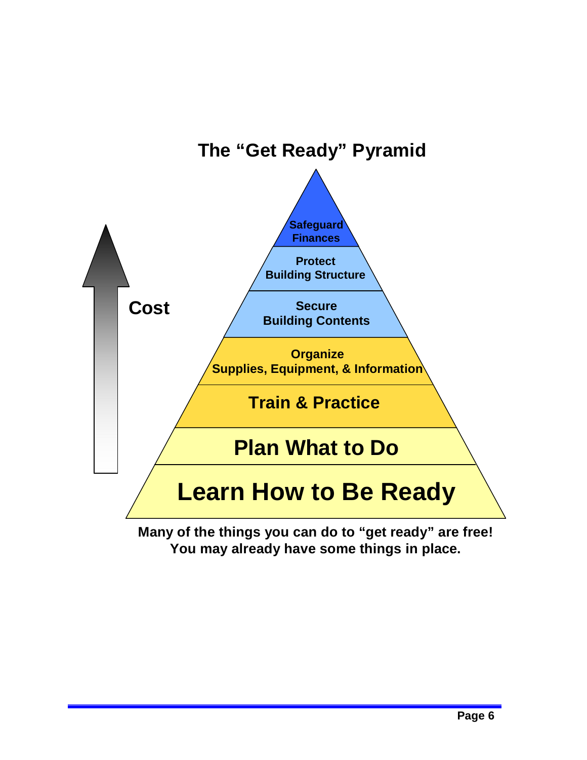## The "Get Ready" Pyramid

Cost

- Safeguard Finances
- Protect Building Structure
- Secure Building Contents
- Organize Supplies, Equipment, & Information
- Train & Practice
- Plan What to Do
- Learn How to Be Ready

**Many of the things you can do to "get ready" are free!**
**You may already have some things in place.**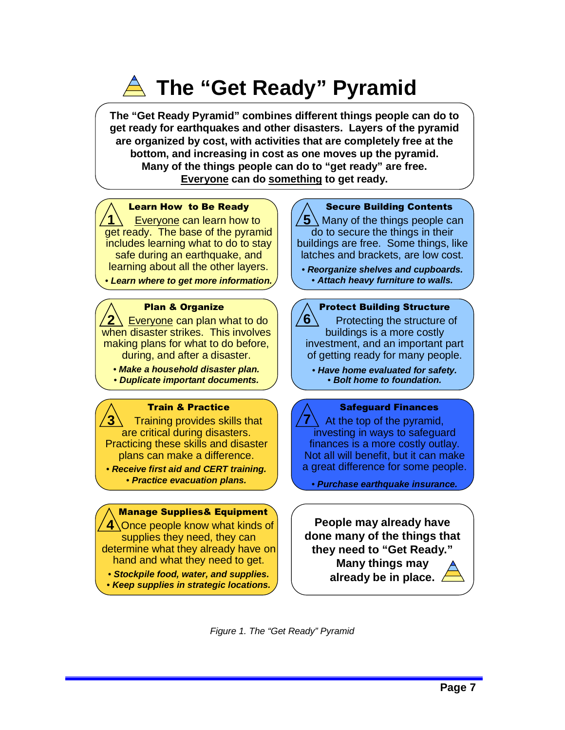# The "Get Ready" Pyramid

**The "Get Ready Pyramid" combines different things people can do to get ready for earthquakes and other disasters. Layers of the pyramid are organized by cost, with activities that are completely free at the bottom, and increasing in cost as one moves up the pyramid. Many of the things people can do to "get ready" are free. Everyone can do something to get ready.**

### 1 Learn How to Be Ready

Everyone can learn how to get ready. The base of the pyramid includes learning what to do to stay safe during an earthquake, and learning about all the other layers.

- ***Learn where to get more information.***

### 2 Plan & Organize

Everyone can plan what to do when disaster strikes. This involves making plans for what to do before, during, and after a disaster.

- ***Make a household disaster plan.***
- ***Duplicate important documents.***

### 3 Train & Practice

Training provides skills that are critical during disasters. Practicing these skills and disaster plans can make a difference.

- ***Receive first aid and CERT training.***
- ***Practice evacuation plans.***

### 4 Manage Supplies& Equipment

Once people know what kinds of supplies they need, they can determine what they already have on hand and what they need to get.

- ***Stockpile food, water, and supplies.***
- ***Keep supplies in strategic locations.***

### 5 Secure Building Contents

Many of the things people can do to secure the things in their buildings are free. Some things, like latches and brackets, are low cost.

- ***Reorganize shelves and cupboards.***
- ***Attach heavy furniture to walls.***

### 6 Protect Building Structure

Protecting the structure of buildings is a more costly investment, and an important part of getting ready for many people.

- ***Have home evaluated for safety.***
- ***Bolt home to foundation.***

### 7 Safeguard Finances

At the top of the pyramid, investing in ways to safeguard finances is a more costly outlay. Not all will benefit, but it can make a great difference for some people.

- ***Purchase earthquake insurance.***

**People may already have done many of the things that they need to "Get Ready." Many things may already be in place.**

*Figure 1. The "Get Ready" Pyramid*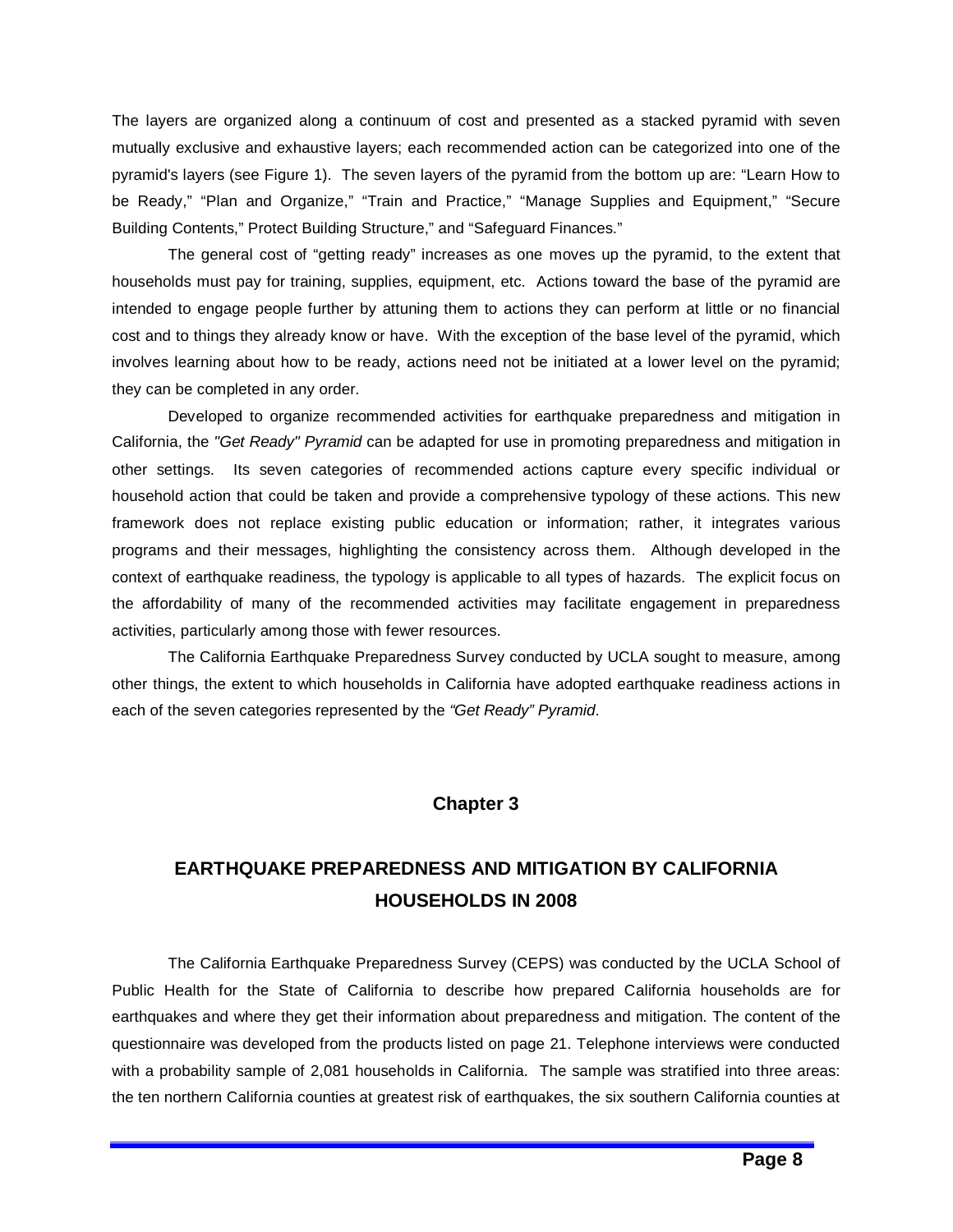The layers are organized along a continuum of cost and presented as a stacked pyramid with seven mutually exclusive and exhaustive layers; each recommended action can be categorized into one of the pyramid's layers (see Figure 1). The seven layers of the pyramid from the bottom up are: "Learn How to be Ready," "Plan and Organize," "Train and Practice," "Manage Supplies and Equipment," "Secure Building Contents," Protect Building Structure," and "Safeguard Finances."

The general cost of "getting ready" increases as one moves up the pyramid, to the extent that households must pay for training, supplies, equipment, etc. Actions toward the base of the pyramid are intended to engage people further by attuning them to actions they can perform at little or no financial cost and to things they already know or have. With the exception of the base level of the pyramid, which involves learning about how to be ready, actions need not be initiated at a lower level on the pyramid; they can be completed in any order.

Developed to organize recommended activities for earthquake preparedness and mitigation in California, the *"Get Ready" Pyramid* can be adapted for use in promoting preparedness and mitigation in other settings. Its seven categories of recommended actions capture every specific individual or household action that could be taken and provide a comprehensive typology of these actions. This new framework does not replace existing public education or information; rather, it integrates various programs and their messages, highlighting the consistency across them. Although developed in the context of earthquake readiness, the typology is applicable to all types of hazards. The explicit focus on the affordability of many of the recommended activities may facilitate engagement in preparedness activities, particularly among those with fewer resources.

The California Earthquake Preparedness Survey conducted by UCLA sought to measure, among other things, the extent to which households in California have adopted earthquake readiness actions in each of the seven categories represented by the *"Get Ready" Pyramid*.

## Chapter 3

## EARTHQUAKE PREPAREDNESS AND MITIGATION BY CALIFORNIA HOUSEHOLDS IN 2008

The California Earthquake Preparedness Survey (CEPS) was conducted by the UCLA School of Public Health for the State of California to describe how prepared California households are for earthquakes and where they get their information about preparedness and mitigation. The content of the questionnaire was developed from the products listed on page 21. Telephone interviews were conducted with a probability sample of 2,081 households in California. The sample was stratified into three areas: the ten northern California counties at greatest risk of earthquakes, the six southern California counties at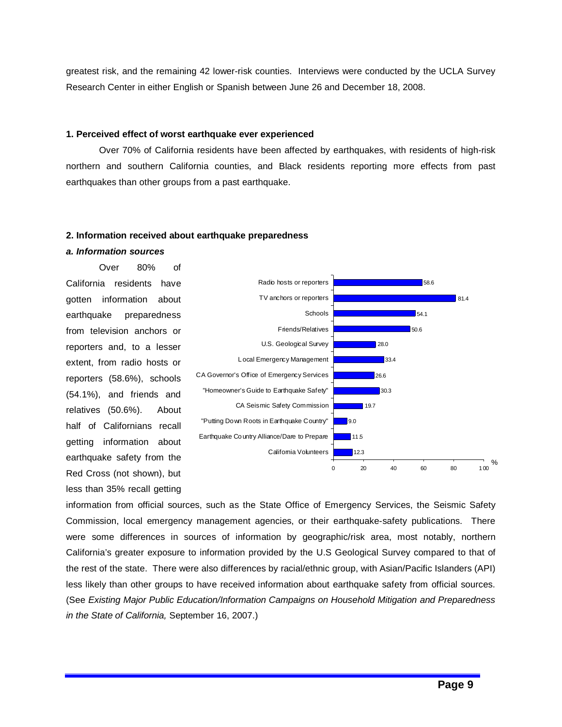greatest risk, and the remaining 42 lower-risk counties. Interviews were conducted by the UCLA Survey Research Center in either English or Spanish between June 26 and December 18, 2008.

**1. Perceived effect of worst earthquake ever experienced**

Over 70% of California residents have been affected by earthquakes, with residents of high-risk northern and southern California counties, and Black residents reporting more effects from past earthquakes than other groups from a past earthquake.

**2. Information received about earthquake preparedness**

***a. Information sources***

| Source | % |
|---|---|
| Radio hosts or reporters | 58.6 |
| TV anchors or reporters | 81.4 |
| Schools | 54.1 |
| Friends/Relatives | 50.6 |
| U.S. Geological Survey | 28.0 |
| Local Emergency Management | 33.4 |
| CA Governor's Office of Emergency Services | 26.6 |
| "Homeowner's Guide to Earthquake Safety" | 30.3 |
| CA Seismic Safety Commission | 19.7 |
| "Putting Down Roots in Earthquake Country" | 9.0 |
| Earthquake Country Alliance/Dare to Prepare | 11.5 |
| California Volunteers | 12.3 |

Over 80% of California residents have gotten information about earthquake preparedness from television anchors or reporters and, to a lesser extent, from radio hosts or reporters (58.6%), schools (54.1%), and friends and relatives (50.6%). About half of Californians recall getting information about earthquake safety from the Red Cross (not shown), but less than 35% recall getting information from official sources, such as the State Office of Emergency Services, the Seismic Safety Commission, local emergency management agencies, or their earthquake-safety publications. There were some differences in sources of information by geographic/risk area, most notably, northern California's greater exposure to information provided by the U.S Geological Survey compared to that of the rest of the state. There were also differences by racial/ethnic group, with Asian/Pacific Islanders (API) less likely than other groups to have received information about earthquake safety from official sources. (See *Existing Major Public Education/Information Campaigns on Household Mitigation and Preparedness in the State of California,* September 16, 2007.)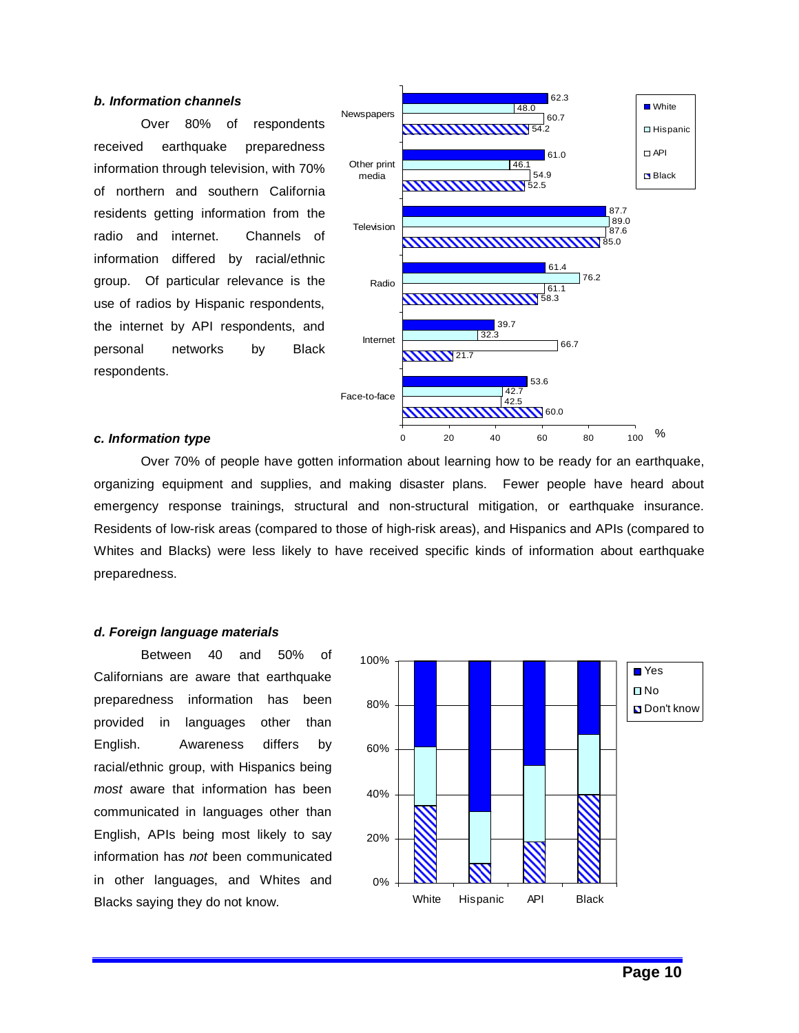***b. Information channels***

Over 80% of respondents received earthquake preparedness information through television, with 70% of northern and southern California residents getting information from the radio and internet. Channels of information differed by racial/ethnic group. Of particular relevance is the use of radios by Hispanic respondents, the internet by API respondents, and personal networks by Black respondents.

| | White | Hispanic | API | Black |
|---|---|---|---|---|
| Newspapers | 62.3 | 48.0 | 60.7 | 54.2 |
| Other print media | 61.0 | 46.1 | 54.9 | 52.5 |
| Television | 87.7 | 89.0 | 87.6 | 85.0 |
| Radio | 61.4 | 76.2 | 61.1 | 58.3 |
| Internet | 39.7 | 32.3 | 66.7 | 21.7 |
| Face-to-face | 53.6 | 42.7 | 42.5 | 60.0 |

***c. Information type***

Over 70% of people have gotten information about learning how to be ready for an earthquake, organizing equipment and supplies, and making disaster plans. Fewer people have heard about emergency response trainings, structural and non-structural mitigation, or earthquake insurance. Residents of low-risk areas (compared to those of high-risk areas), and Hispanics and APIs (compared to Whites and Blacks) were less likely to have received specific kinds of information about earthquake preparedness.

***d. Foreign language materials***

Between 40 and 50% of Californians are aware that earthquake preparedness information has been provided in languages other than English. Awareness differs by racial/ethnic group, with Hispanics being *most* aware that information has been communicated in languages other than English, APIs being most likely to say information has *not* been communicated in other languages, and Whites and Blacks saying they do not know.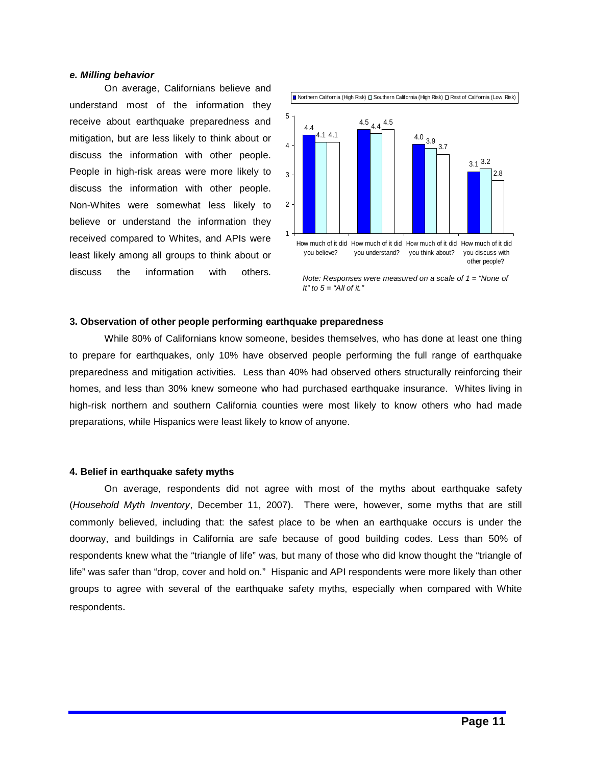#### *e. Milling behavior*

On average, Californians believe and understand most of the information they receive about earthquake preparedness and mitigation, but are less likely to think about or discuss the information with other people. People in high-risk areas were more likely to discuss the information with other people. Non-Whites were somewhat less likely to believe or understand the information they received compared to Whites, and APIs were least likely among all groups to think about or discuss the information with others.

| | Northern California (High Risk) | Southern California (High Risk) | Rest of California (Low Risk) |
|---|---|---|---|
| How much of it did you believe? | 4.4 | 4.1 | 4.1 |
| How much of it did you understand? | 4.5 | 4.4 | 4.5 |
| How much of it did you think about? | 4.0 | 3.9 | 3.7 |
| How much of it did you discuss with other people? | 3.1 | 3.2 | 2.8 |

*Note: Responses were measured on a scale of 1 = "None of It" to 5 = "All of it."*

### 3. Observation of other people performing earthquake preparedness

While 80% of Californians know someone, besides themselves, who has done at least one thing to prepare for earthquakes, only 10% have observed people performing the full range of earthquake preparedness and mitigation activities. Less than 40% had observed others structurally reinforcing their homes, and less than 30% knew someone who had purchased earthquake insurance. Whites living in high-risk northern and southern California counties were most likely to know others who had made preparations, while Hispanics were least likely to know of anyone.

### 4. Belief in earthquake safety myths

On average, respondents did not agree with most of the myths about earthquake safety (*Household Myth Inventory*, December 11, 2007). There were, however, some myths that are still commonly believed, including that: the safest place to be when an earthquake occurs is under the doorway, and buildings in California are safe because of good building codes. Less than 50% of respondents knew what the "triangle of life" was, but many of those who did know thought the "triangle of life" was safer than "drop, cover and hold on." Hispanic and API respondents were more likely than other groups to agree with several of the earthquake safety myths, especially when compared with White respondents.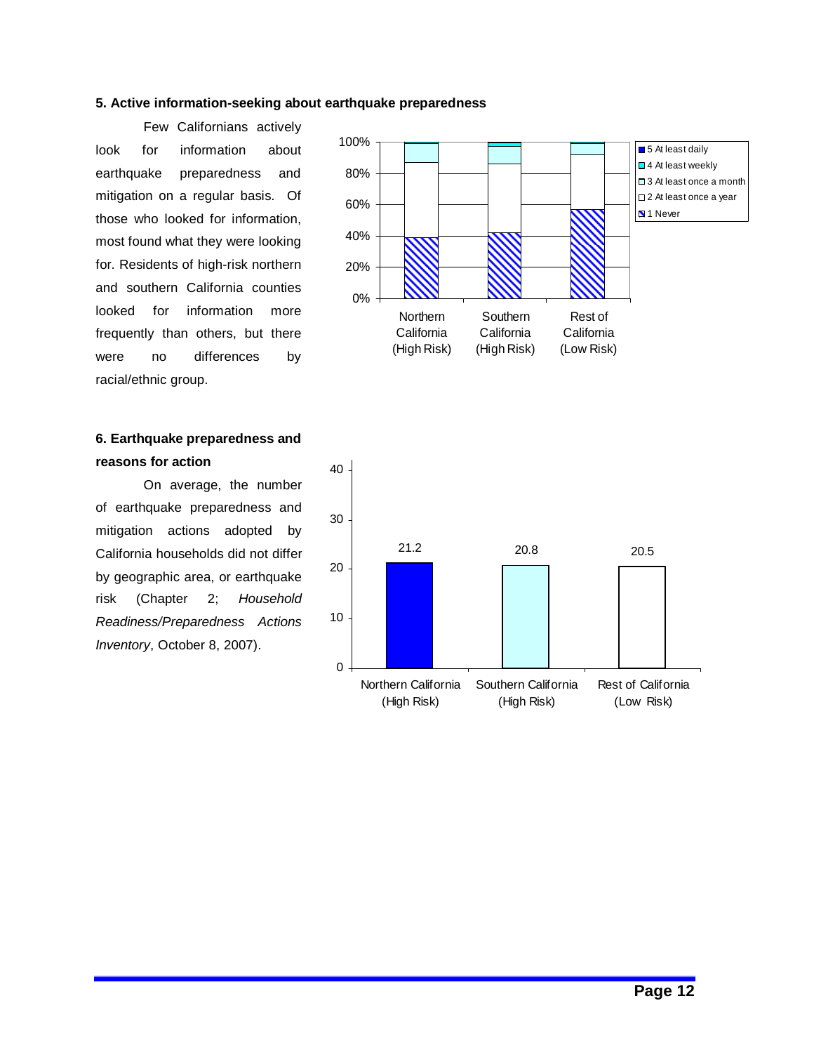**5. Active information-seeking about earthquake preparedness**

Few Californians actively look for information about earthquake preparedness and mitigation on a regular basis. Of those who looked for information, most found what they were looking for. Residents of high-risk northern and southern California counties looked for information more frequently than others, but there were no differences by racial/ethnic group.

**6. Earthquake preparedness and reasons for action**

On average, the number of earthquake preparedness and mitigation actions adopted by California households did not differ by geographic area, or earthquake risk (Chapter 2; *Household Readiness/Preparedness Actions Inventory*, October 8, 2007).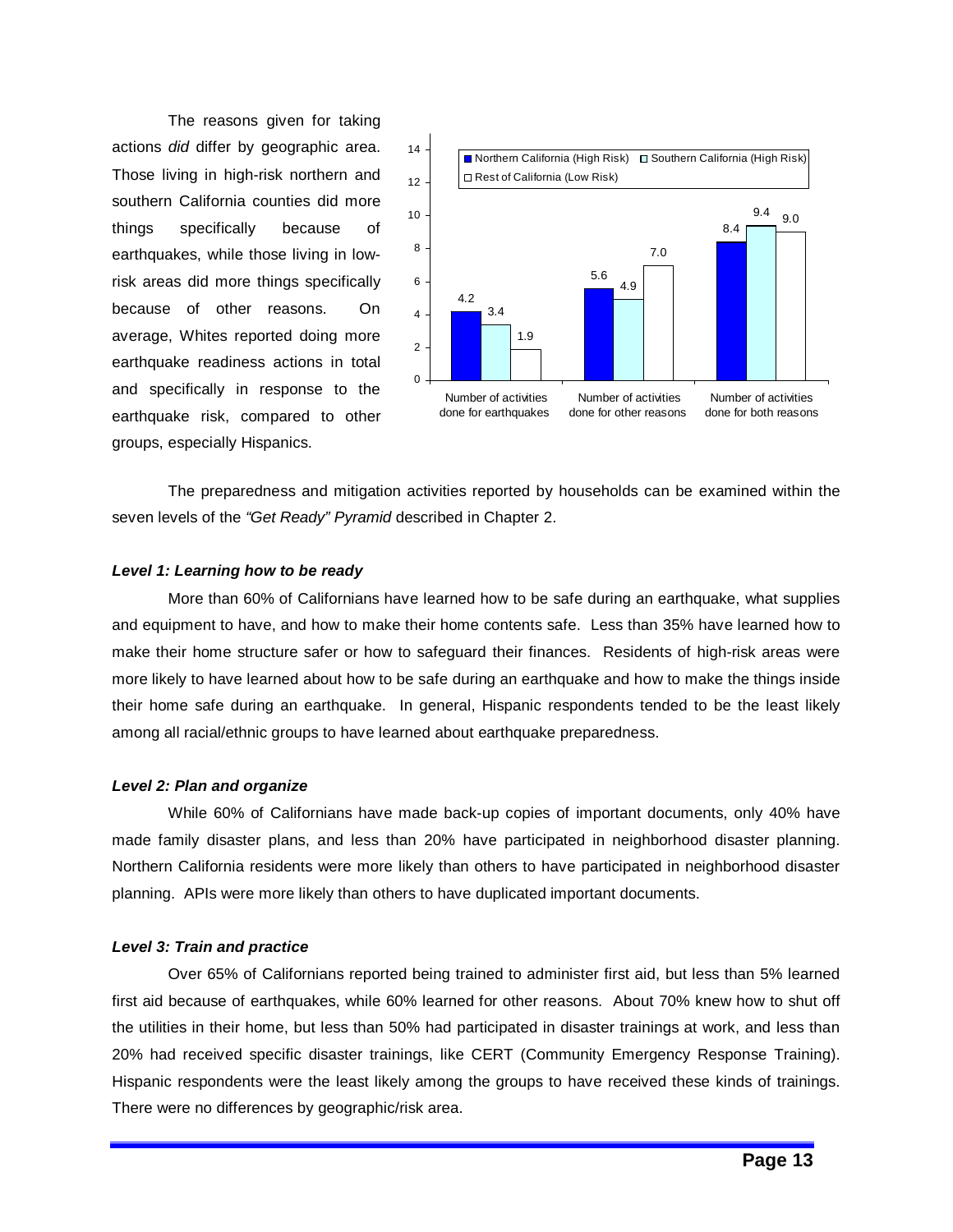The reasons given for taking actions *did* differ by geographic area. Those living in high-risk northern and southern California counties did more things specifically because of earthquakes, while those living in low-risk areas did more things specifically because of other reasons. On average, Whites reported doing more earthquake readiness actions in total and specifically in response to the earthquake risk, compared to other groups, especially Hispanics.

| | Northern California (High Risk) | Southern California (High Risk) | Rest of California (Low Risk) |
| --- | --- | --- | --- |
| Number of activities done for earthquakes | 4.2 | 3.4 | 1.9 |
| Number of activities done for other reasons | 5.6 | 4.9 | 7.0 |
| Number of activities done for both reasons | 8.4 | 9.4 | 9.0 |

The preparedness and mitigation activities reported by households can be examined within the seven levels of the *"Get Ready" Pyramid* described in Chapter 2.

***Level 1: Learning how to be ready***

More than 60% of Californians have learned how to be safe during an earthquake, what supplies and equipment to have, and how to make their home contents safe. Less than 35% have learned how to make their home structure safer or how to safeguard their finances. Residents of high-risk areas were more likely to have learned about how to be safe during an earthquake and how to make the things inside their home safe during an earthquake. In general, Hispanic respondents tended to be the least likely among all racial/ethnic groups to have learned about earthquake preparedness.

***Level 2: Plan and organize***

While 60% of Californians have made back-up copies of important documents, only 40% have made family disaster plans, and less than 20% have participated in neighborhood disaster planning. Northern California residents were more likely than others to have participated in neighborhood disaster planning. APIs were more likely than others to have duplicated important documents.

***Level 3: Train and practice***

Over 65% of Californians reported being trained to administer first aid, but less than 5% learned first aid because of earthquakes, while 60% learned for other reasons. About 70% knew how to shut off the utilities in their home, but less than 50% had participated in disaster trainings at work, and less than 20% had received specific disaster trainings, like CERT (Community Emergency Response Training). Hispanic respondents were the least likely among the groups to have received these kinds of trainings. There were no differences by geographic/risk area.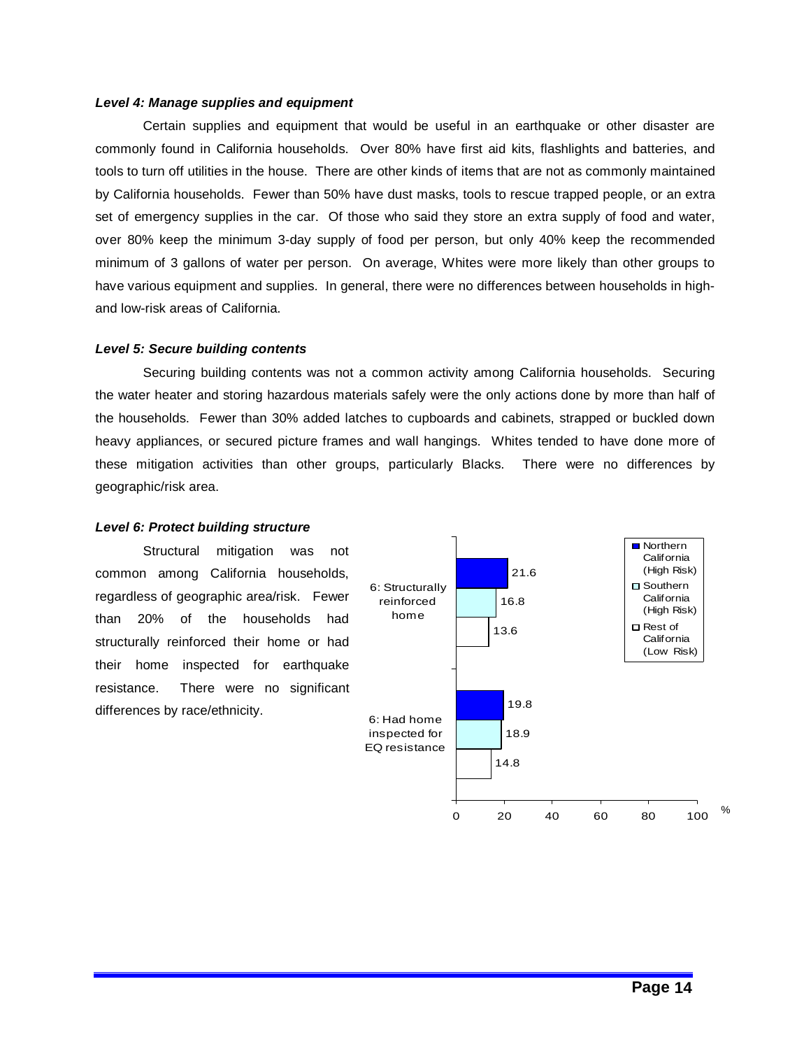***Level 4: Manage supplies and equipment***

Certain supplies and equipment that would be useful in an earthquake or other disaster are commonly found in California households. Over 80% have first aid kits, flashlights and batteries, and tools to turn off utilities in the house. There are other kinds of items that are not as commonly maintained by California households. Fewer than 50% have dust masks, tools to rescue trapped people, or an extra set of emergency supplies in the car. Of those who said they store an extra supply of food and water, over 80% keep the minimum 3-day supply of food per person, but only 40% keep the recommended minimum of 3 gallons of water per person. On average, Whites were more likely than other groups to have various equipment and supplies. In general, there were no differences between households in high- and low-risk areas of California.

***Level 5: Secure building contents***

Securing building contents was not a common activity among California households. Securing the water heater and storing hazardous materials safely were the only actions done by more than half of the households. Fewer than 30% added latches to cupboards and cabinets, strapped or buckled down heavy appliances, or secured picture frames and wall hangings. Whites tended to have done more of these mitigation activities than other groups, particularly Blacks. There were no differences by geographic/risk area.

***Level 6: Protect building structure***

Structural mitigation was not common among California households, regardless of geographic area/risk. Fewer than 20% of the households had structurally reinforced their home or had their home inspected for earthquake resistance. There were no significant differences by race/ethnicity.

| | Northern California (High Risk) | Southern California (High Risk) | Rest of California (Low Risk) |
|---|---|---|---|
| 6: Structurally reinforced home | 21.6 | 16.8 | 13.6 |
| 6: Had home inspected for EQ resistance | 19.8 | 18.9 | 14.8 |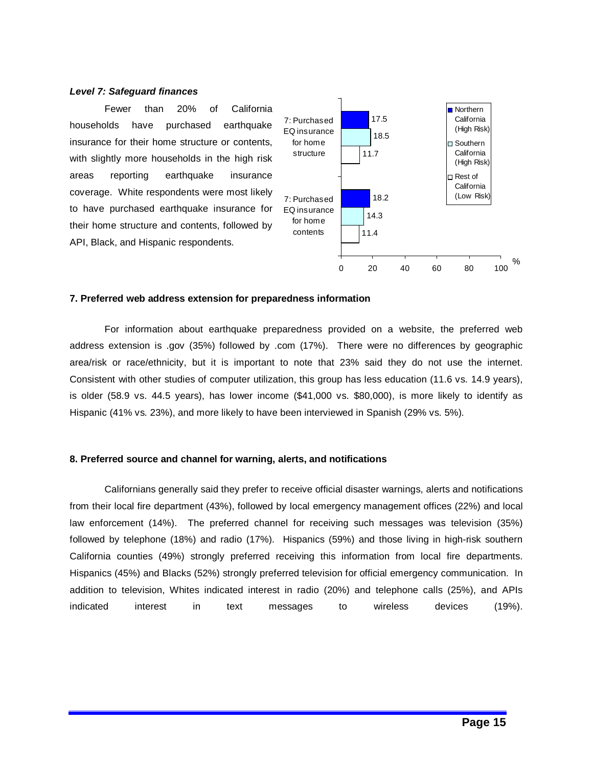***Level 7: Safeguard finances***

Fewer than 20% of California households have purchased earthquake insurance for their home structure or contents, with slightly more households in the high risk areas reporting earthquake insurance coverage. White respondents were most likely to have purchased earthquake insurance for their home structure and contents, followed by API, Black, and Hispanic respondents.

| | Northern California (High Risk) | Southern California (High Risk) | Rest of California (Low Risk) |
|---|---|---|---|
| 7: Purchased EQ insurance for home structure | 17.5 | 18.5 | 11.7 |
| 7: Purchased EQ insurance for home contents | 18.2 | 14.3 | 11.4 |

**7. Preferred web address extension for preparedness information**

For information about earthquake preparedness provided on a website, the preferred web address extension is .gov (35%) followed by .com (17%). There were no differences by geographic area/risk or race/ethnicity, but it is important to note that 23% said they do not use the internet. Consistent with other studies of computer utilization, this group has less education (11.6 vs. 14.9 years), is older (58.9 vs. 44.5 years), has lower income ($41,000 vs. $80,000), is more likely to identify as Hispanic (41% vs. 23%), and more likely to have been interviewed in Spanish (29% vs. 5%).

**8. Preferred source and channel for warning, alerts, and notifications**

Californians generally said they prefer to receive official disaster warnings, alerts and notifications from their local fire department (43%), followed by local emergency management offices (22%) and local law enforcement (14%). The preferred channel for receiving such messages was television (35%) followed by telephone (18%) and radio (17%). Hispanics (59%) and those living in high-risk southern California counties (49%) strongly preferred receiving this information from local fire departments. Hispanics (45%) and Blacks (52%) strongly preferred television for official emergency communication. In addition to television, Whites indicated interest in radio (20%) and telephone calls (25%), and APIs indicated interest in text messages to wireless devices (19%).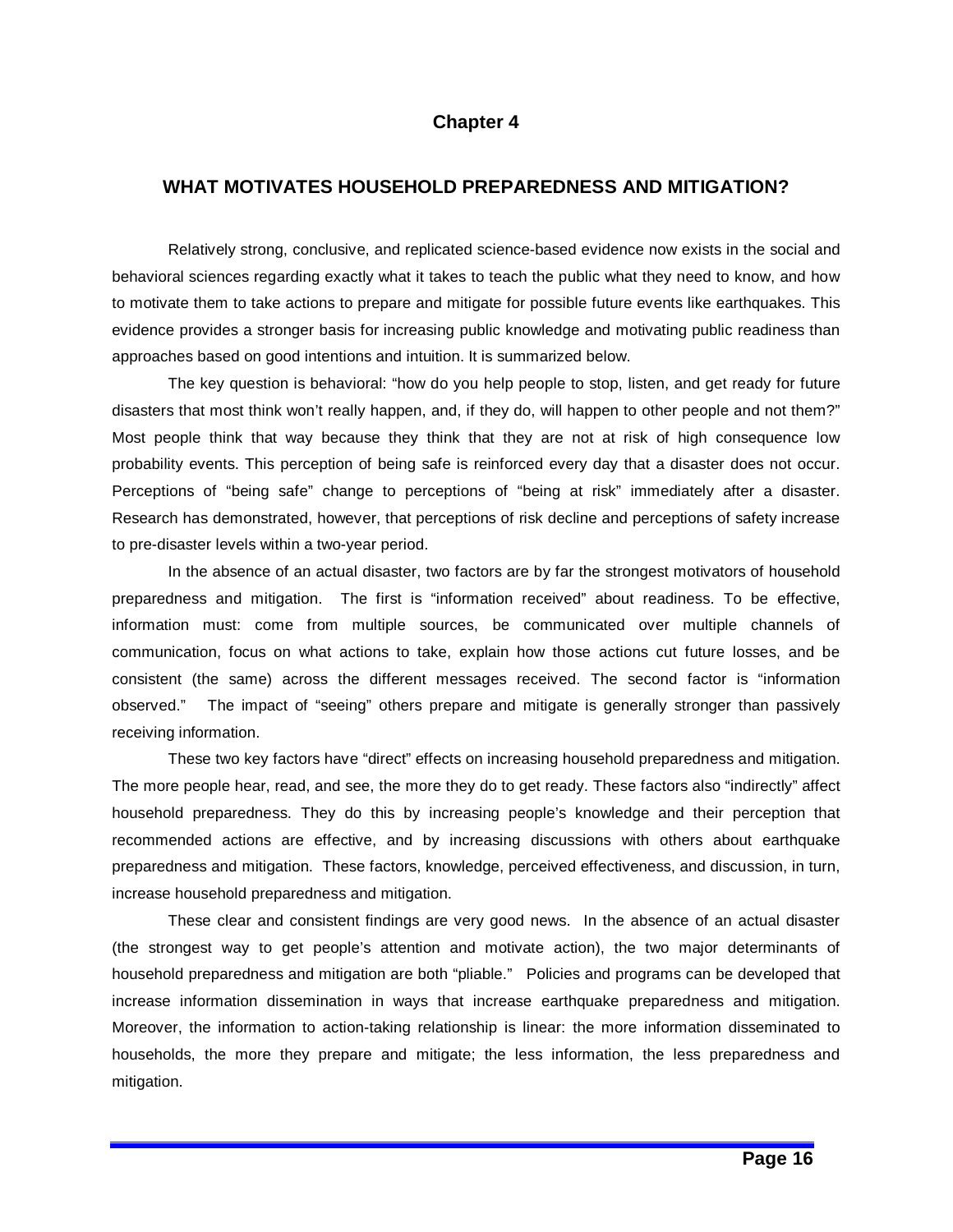# Chapter 4

## WHAT MOTIVATES HOUSEHOLD PREPAREDNESS AND MITIGATION?

Relatively strong, conclusive, and replicated science-based evidence now exists in the social and behavioral sciences regarding exactly what it takes to teach the public what they need to know, and how to motivate them to take actions to prepare and mitigate for possible future events like earthquakes. This evidence provides a stronger basis for increasing public knowledge and motivating public readiness than approaches based on good intentions and intuition. It is summarized below.

The key question is behavioral: "how do you help people to stop, listen, and get ready for future disasters that most think won't really happen, and, if they do, will happen to other people and not them?" Most people think that way because they think that they are not at risk of high consequence low probability events. This perception of being safe is reinforced every day that a disaster does not occur. Perceptions of "being safe" change to perceptions of "being at risk" immediately after a disaster. Research has demonstrated, however, that perceptions of risk decline and perceptions of safety increase to pre-disaster levels within a two-year period.

In the absence of an actual disaster, two factors are by far the strongest motivators of household preparedness and mitigation. The first is "information received" about readiness. To be effective, information must: come from multiple sources, be communicated over multiple channels of communication, focus on what actions to take, explain how those actions cut future losses, and be consistent (the same) across the different messages received. The second factor is "information observed." The impact of "seeing" others prepare and mitigate is generally stronger than passively receiving information.

These two key factors have "direct" effects on increasing household preparedness and mitigation. The more people hear, read, and see, the more they do to get ready. These factors also "indirectly" affect household preparedness. They do this by increasing people's knowledge and their perception that recommended actions are effective, and by increasing discussions with others about earthquake preparedness and mitigation. These factors, knowledge, perceived effectiveness, and discussion, in turn, increase household preparedness and mitigation.

These clear and consistent findings are very good news. In the absence of an actual disaster (the strongest way to get people's attention and motivate action), the two major determinants of household preparedness and mitigation are both "pliable." Policies and programs can be developed that increase information dissemination in ways that increase earthquake preparedness and mitigation. Moreover, the information to action-taking relationship is linear: the more information disseminated to households, the more they prepare and mitigate; the less information, the less preparedness and mitigation.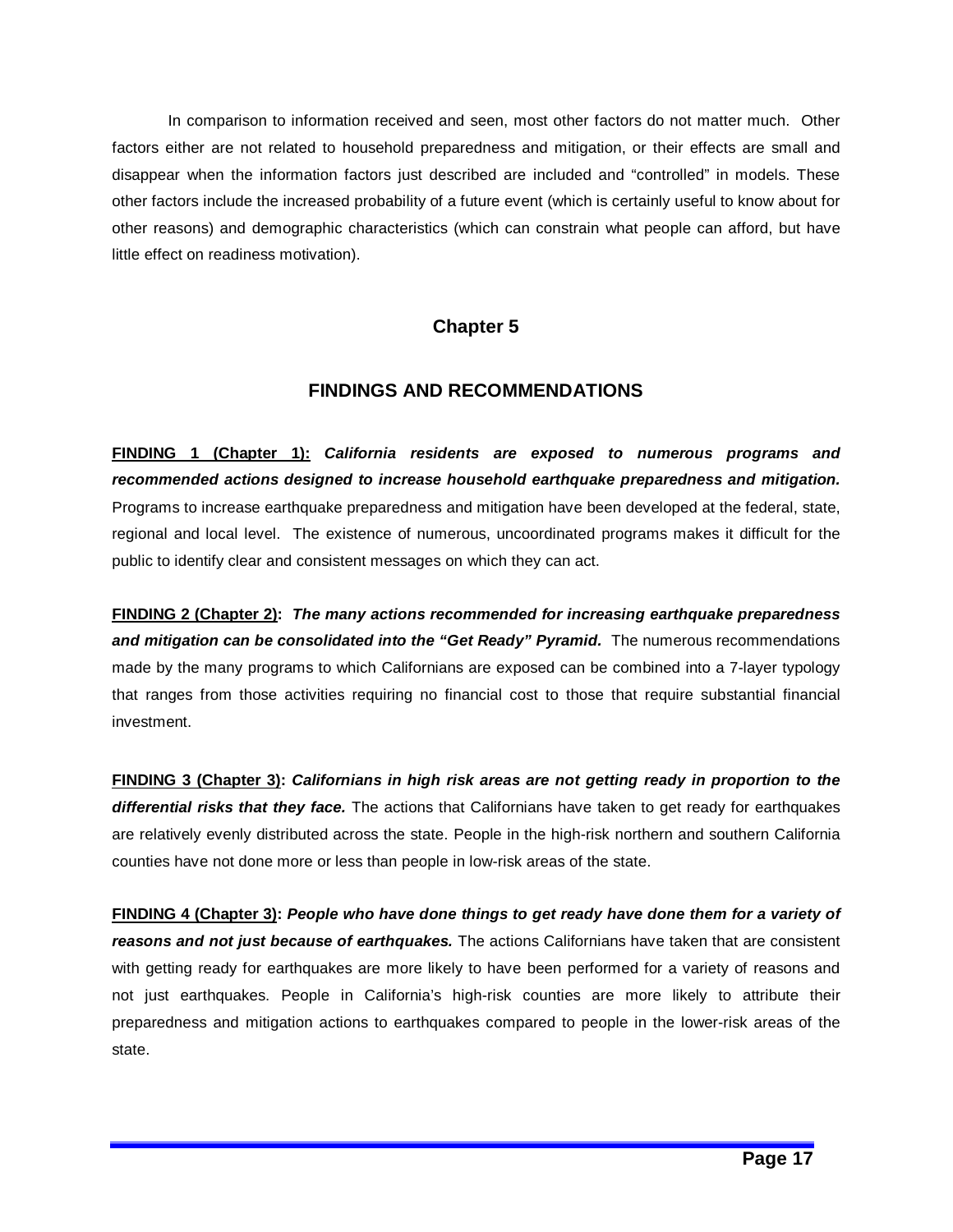In comparison to information received and seen, most other factors do not matter much. Other factors either are not related to household preparedness and mitigation, or their effects are small and disappear when the information factors just described are included and "controlled" in models. These other factors include the increased probability of a future event (which is certainly useful to know about for other reasons) and demographic characteristics (which can constrain what people can afford, but have little effect on readiness motivation).

# Chapter 5

## FINDINGS AND RECOMMENDATIONS

**FINDING 1 (Chapter 1):** ***California residents are exposed to numerous programs and recommended actions designed to increase household earthquake preparedness and mitigation.*** Programs to increase earthquake preparedness and mitigation have been developed at the federal, state, regional and local level. The existence of numerous, uncoordinated programs makes it difficult for the public to identify clear and consistent messages on which they can act.

**FINDING 2 (Chapter 2):** ***The many actions recommended for increasing earthquake preparedness and mitigation can be consolidated into the "Get Ready" Pyramid.*** The numerous recommendations made by the many programs to which Californians are exposed can be combined into a 7-layer typology that ranges from those activities requiring no financial cost to those that require substantial financial investment.

**FINDING 3 (Chapter 3):** ***Californians in high risk areas are not getting ready in proportion to the differential risks that they face.*** The actions that Californians have taken to get ready for earthquakes are relatively evenly distributed across the state. People in the high-risk northern and southern California counties have not done more or less than people in low-risk areas of the state.

**FINDING 4 (Chapter 3):** ***People who have done things to get ready have done them for a variety of reasons and not just because of earthquakes.*** The actions Californians have taken that are consistent with getting ready for earthquakes are more likely to have been performed for a variety of reasons and not just earthquakes. People in California's high-risk counties are more likely to attribute their preparedness and mitigation actions to earthquakes compared to people in the lower-risk areas of the state.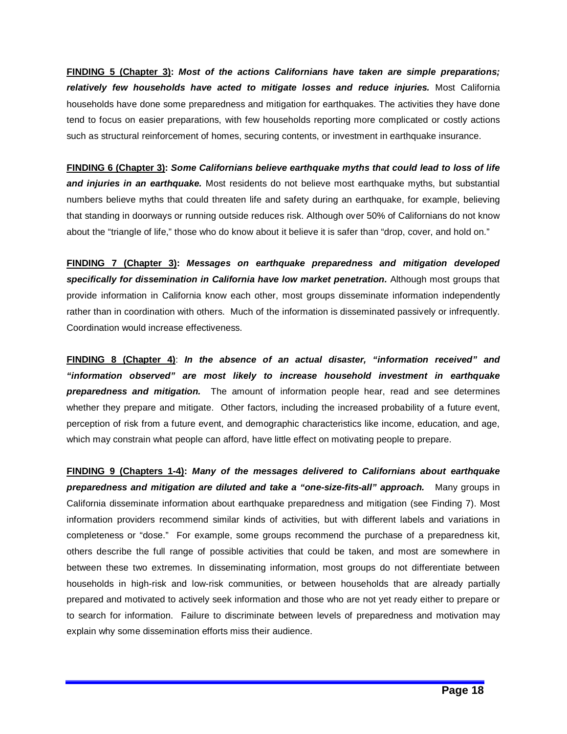**<u>FINDING 5 (Chapter 3)</u>: *Most of the actions Californians have taken are simple preparations; relatively few households have acted to mitigate losses and reduce injuries.*** Most California households have done some preparedness and mitigation for earthquakes. The activities they have done tend to focus on easier preparations, with few households reporting more complicated or costly actions such as structural reinforcement of homes, securing contents, or investment in earthquake insurance.

**<u>FINDING 6 (Chapter 3)</u>: *Some Californians believe earthquake myths that could lead to loss of life and injuries in an earthquake.*** Most residents do not believe most earthquake myths, but substantial numbers believe myths that could threaten life and safety during an earthquake, for example, believing that standing in doorways or running outside reduces risk. Although over 50% of Californians do not know about the "triangle of life," those who do know about it believe it is safer than "drop, cover, and hold on."

**<u>FINDING 7 (Chapter 3)</u>: *Messages on earthquake preparedness and mitigation developed specifically for dissemination in California have low market penetration.*** Although most groups that provide information in California know each other, most groups disseminate information independently rather than in coordination with others. Much of the information is disseminated passively or infrequently. Coordination would increase effectiveness.

**<u>FINDING 8 (Chapter 4)</u>**: ***In the absence of an actual disaster, "information received" and "information observed" are most likely to increase household investment in earthquake preparedness and mitigation.*** The amount of information people hear, read and see determines whether they prepare and mitigate. Other factors, including the increased probability of a future event, perception of risk from a future event, and demographic characteristics like income, education, and age, which may constrain what people can afford, have little effect on motivating people to prepare.

**<u>FINDING 9 (Chapters 1-4)</u>: *Many of the messages delivered to Californians about earthquake preparedness and mitigation are diluted and take a "one-size-fits-all" approach.*** Many groups in California disseminate information about earthquake preparedness and mitigation (see Finding 7). Most information providers recommend similar kinds of activities, but with different labels and variations in completeness or "dose." For example, some groups recommend the purchase of a preparedness kit, others describe the full range of possible activities that could be taken, and most are somewhere in between these two extremes. In disseminating information, most groups do not differentiate between households in high-risk and low-risk communities, or between households that are already partially prepared and motivated to actively seek information and those who are not yet ready either to prepare or to search for information. Failure to discriminate between levels of preparedness and motivation may explain why some dissemination efforts miss their audience.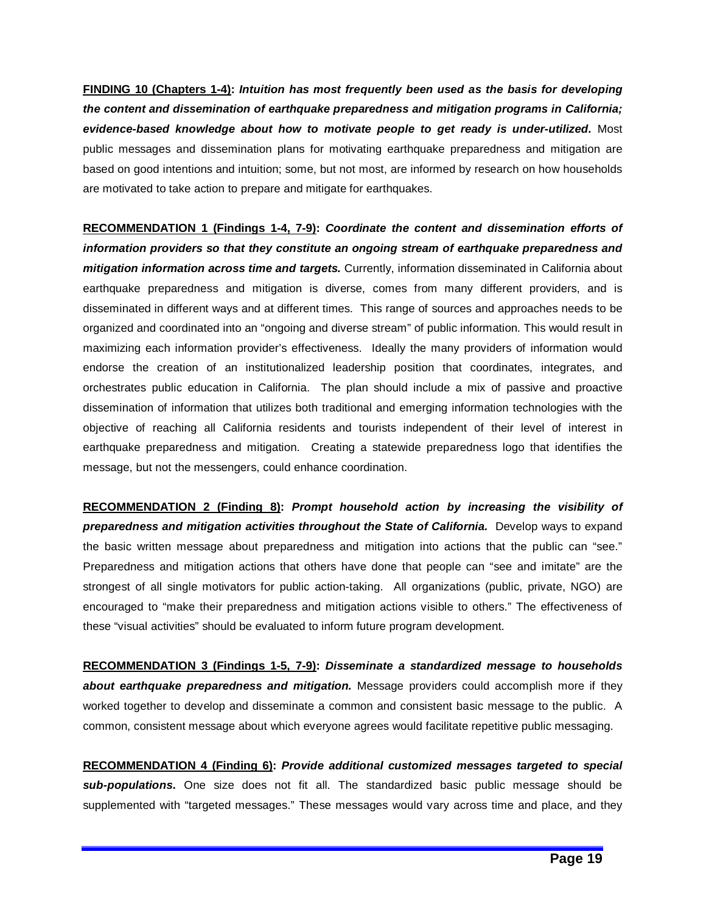**FINDING 10 (Chapters 1-4): *Intuition has most frequently been used as the basis for developing the content and dissemination of earthquake preparedness and mitigation programs in California; evidence-based knowledge about how to motivate people to get ready is under-utilized.*** Most public messages and dissemination plans for motivating earthquake preparedness and mitigation are based on good intentions and intuition; some, but not most, are informed by research on how households are motivated to take action to prepare and mitigate for earthquakes.

**RECOMMENDATION 1 (Findings 1-4, 7-9): *Coordinate the content and dissemination efforts of information providers so that they constitute an ongoing stream of earthquake preparedness and mitigation information across time and targets.*** Currently, information disseminated in California about earthquake preparedness and mitigation is diverse, comes from many different providers, and is disseminated in different ways and at different times. This range of sources and approaches needs to be organized and coordinated into an "ongoing and diverse stream" of public information. This would result in maximizing each information provider's effectiveness. Ideally the many providers of information would endorse the creation of an institutionalized leadership position that coordinates, integrates, and orchestrates public education in California. The plan should include a mix of passive and proactive dissemination of information that utilizes both traditional and emerging information technologies with the objective of reaching all California residents and tourists independent of their level of interest in earthquake preparedness and mitigation. Creating a statewide preparedness logo that identifies the message, but not the messengers, could enhance coordination.

**RECOMMENDATION 2 (Finding 8): *Prompt household action by increasing the visibility of preparedness and mitigation activities throughout the State of California.*** Develop ways to expand the basic written message about preparedness and mitigation into actions that the public can "see." Preparedness and mitigation actions that others have done that people can "see and imitate" are the strongest of all single motivators for public action-taking. All organizations (public, private, NGO) are encouraged to "make their preparedness and mitigation actions visible to others." The effectiveness of these "visual activities" should be evaluated to inform future program development.

**RECOMMENDATION 3 (Findings 1-5, 7-9): *Disseminate a standardized message to households about earthquake preparedness and mitigation.*** Message providers could accomplish more if they worked together to develop and disseminate a common and consistent basic message to the public. A common, consistent message about which everyone agrees would facilitate repetitive public messaging.

**RECOMMENDATION 4 (Finding 6): *Provide additional customized messages targeted to special sub-populations.*** One size does not fit all. The standardized basic public message should be supplemented with "targeted messages." These messages would vary across time and place, and they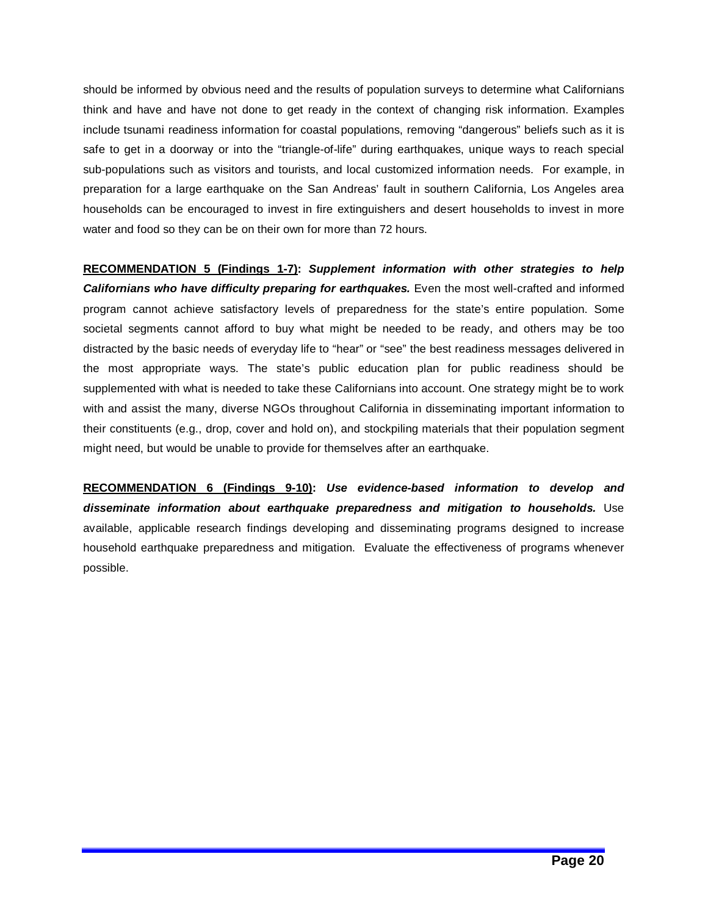should be informed by obvious need and the results of population surveys to determine what Californians think and have and have not done to get ready in the context of changing risk information. Examples include tsunami readiness information for coastal populations, removing "dangerous" beliefs such as it is safe to get in a doorway or into the "triangle-of-life" during earthquakes, unique ways to reach special sub-populations such as visitors and tourists, and local customized information needs. For example, in preparation for a large earthquake on the San Andreas' fault in southern California, Los Angeles area households can be encouraged to invest in fire extinguishers and desert households to invest in more water and food so they can be on their own for more than 72 hours.

**RECOMMENDATION 5 (Findings 1-7):** ***Supplement information with other strategies to help Californians who have difficulty preparing for earthquakes.*** Even the most well-crafted and informed program cannot achieve satisfactory levels of preparedness for the state's entire population. Some societal segments cannot afford to buy what might be needed to be ready, and others may be too distracted by the basic needs of everyday life to "hear" or "see" the best readiness messages delivered in the most appropriate ways. The state's public education plan for public readiness should be supplemented with what is needed to take these Californians into account. One strategy might be to work with and assist the many, diverse NGOs throughout California in disseminating important information to their constituents (e.g., drop, cover and hold on), and stockpiling materials that their population segment might need, but would be unable to provide for themselves after an earthquake.

**RECOMMENDATION 6 (Findings 9-10):** ***Use evidence-based information to develop and disseminate information about earthquake preparedness and mitigation to households.*** Use available, applicable research findings developing and disseminating programs designed to increase household earthquake preparedness and mitigation. Evaluate the effectiveness of programs whenever possible.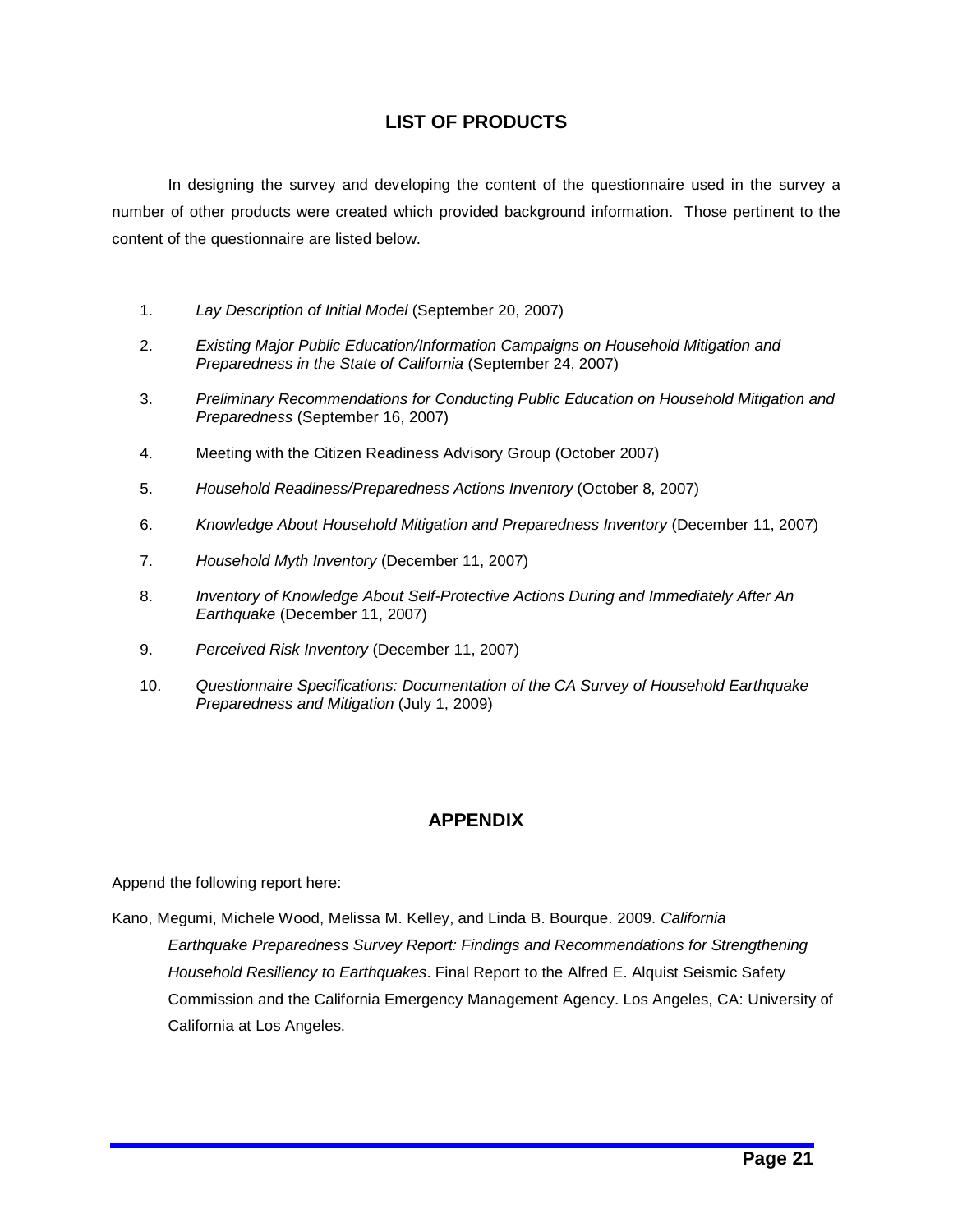## LIST OF PRODUCTS

In designing the survey and developing the content of the questionnaire used in the survey a number of other products were created which provided background information. Those pertinent to the content of the questionnaire are listed below.

1. *Lay Description of Initial Model* (September 20, 2007)
2. *Existing Major Public Education/Information Campaigns on Household Mitigation and Preparedness in the State of California* (September 24, 2007)
3. *Preliminary Recommendations for Conducting Public Education on Household Mitigation and Preparedness* (September 16, 2007)
4. Meeting with the Citizen Readiness Advisory Group (October 2007)
5. *Household Readiness/Preparedness Actions Inventory* (October 8, 2007)
6. *Knowledge About Household Mitigation and Preparedness Inventory* (December 11, 2007)
7. *Household Myth Inventory* (December 11, 2007)
8. *Inventory of Knowledge About Self-Protective Actions During and Immediately After An Earthquake* (December 11, 2007)
9. *Perceived Risk Inventory* (December 11, 2007)
10. *Questionnaire Specifications: Documentation of the CA Survey of Household Earthquake Preparedness and Mitigation* (July 1, 2009)

## APPENDIX

Append the following report here:

Kano, Megumi, Michele Wood, Melissa M. Kelley, and Linda B. Bourque. 2009. *California Earthquake Preparedness Survey Report: Findings and Recommendations for Strengthening Household Resiliency to Earthquakes*. Final Report to the Alfred E. Alquist Seismic Safety Commission and the California Emergency Management Agency. Los Angeles, CA: University of California at Los Angeles.